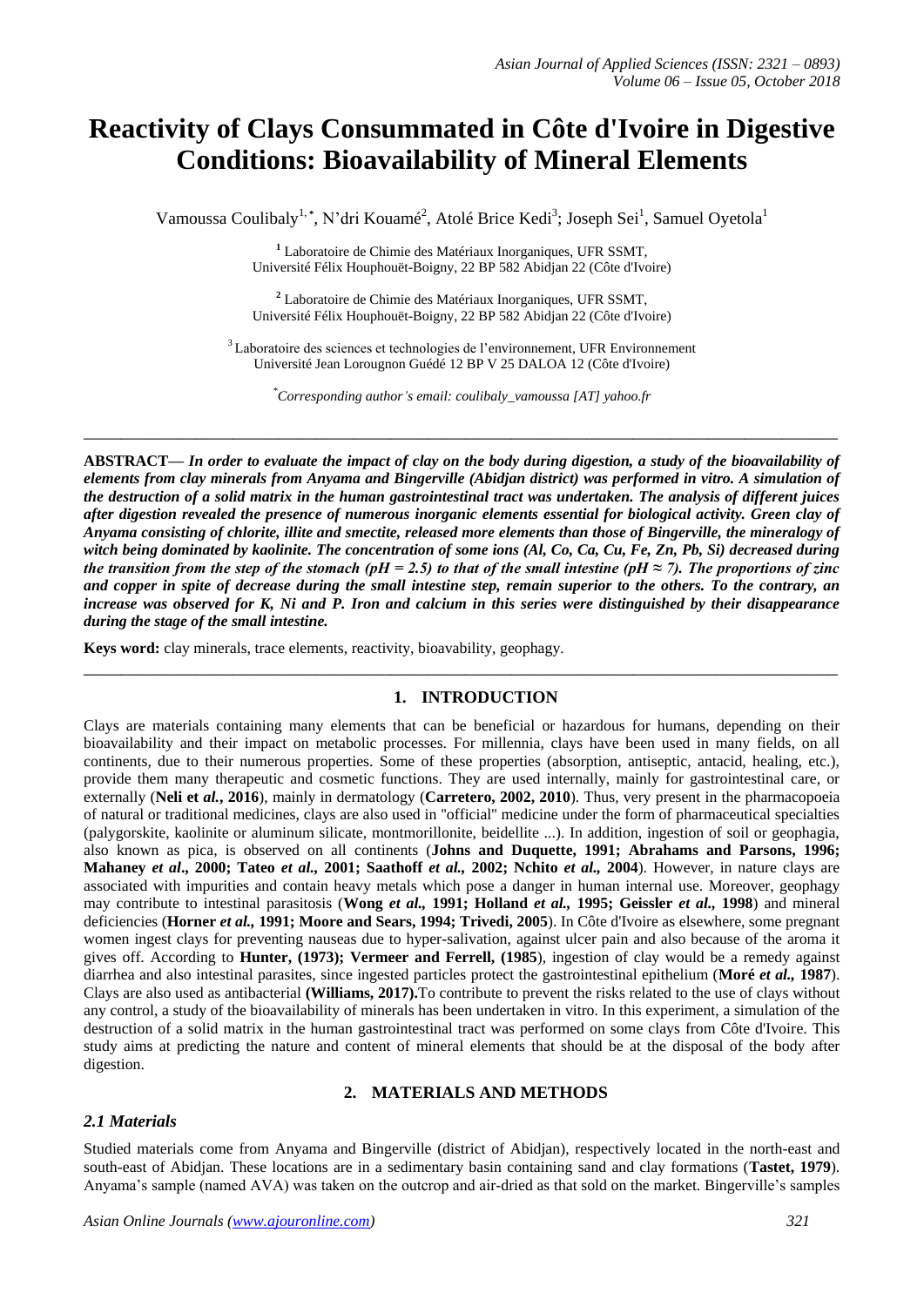# Reactivity of Clays Consummated in Côte d'Ivoire in Digestive Conditions: Bioavailability of Mineral Elements

Vamoussa Coulibaly[1,*], N'dri Kouamé[2], Atolé Brice Kedi[3]; Joseph Sei[1], Samuel Oyetola[1]

[1] Laboratoire de Chimie des Matériaux Inorganiques, UFR SSMT, Université Félix Houphouët-Boigny, 22 BP 582 Abidjan 22 (Côte d'Ivoire)

[2] Laboratoire de Chimie des Matériaux Inorganiques, UFR SSMT, Université Félix Houphouët-Boigny, 22 BP 582 Abidjan 22 (Côte d'Ivoire)

[3] Laboratoire des sciences et technologies de l'environnement, UFR Environnement Université Jean Lorougnon Guédé 12 BP V 25 DALOA 12 (Côte d'Ivoire)

*Corresponding author's email: coulibaly_vamoussa [AT] yahoo.fr

---

**ABSTRACT—** ***In order to evaluate the impact of clay on the body during digestion, a study of the bioavailability of elements from clay minerals from Anyama and Bingerville (Abidjan district) was performed in vitro. A simulation of the destruction of a solid matrix in the human gastrointestinal tract was undertaken. The analysis of different juices after digestion revealed the presence of numerous inorganic elements essential for biological activity. Green clay of Anyama consisting of chlorite, illite and smectite, released more elements than those of Bingerville, the mineralogy of witch being dominated by kaolinite. The concentration of some ions (Al, Co, Ca, Cu, Fe, Zn, Pb, Si) decreased during the transition from the step of the stomach (pH = 2.5) to that of the small intestine (pH ≈ 7). The proportions of zinc and copper in spite of decrease during the small intestine step, remain superior to the others. To the contrary, an increase was observed for K, Ni and P. Iron and calcium in this series were distinguished by their disappearance during the stage of the small intestine.***

**Keys word:** clay minerals, trace elements, reactivity, bioavability, geophagy.

---

## 1. INTRODUCTION

Clays are materials containing many elements that can be beneficial or hazardous for humans, depending on their bioavailability and their impact on metabolic processes. For millennia, clays have been used in many fields, on all continents, due to their numerous properties. Some of these properties (absorption, antiseptic, antacid, healing, etc.), provide them many therapeutic and cosmetic functions. They are used internally, mainly for gastrointestinal care, or externally (**Neli et *al.*, 2016**), mainly in dermatology (**Carretero, 2002, 2010**). Thus, very present in the pharmacopoeia of natural or traditional medicines, clays are also used in "official" medicine under the form of pharmaceutical specialties (palygorskite, kaolinite or aluminum silicate, montmorillonite, beidellite ...). In addition, ingestion of soil or geophagia, also known as pica, is observed on all continents (**Johns and Duquette, 1991; Abrahams and Parsons, 1996; Mahaney *et al*., 2000; Tateo *et al*., 2001; Saathoff *et al*., 2002; Nchito *et al*., 2004**). However, in nature clays are associated with impurities and contain heavy metals which pose a danger in human internal use. Moreover, geophagy may contribute to intestinal parasitosis (**Wong *et al*., 1991; Holland *et al*., 1995; Geissler *et al*., 1998**) and mineral deficiencies (**Horner *et al*., 1991; Moore and Sears, 1994; Trivedi, 2005**). In Côte d'Ivoire as elsewhere, some pregnant women ingest clays for preventing nauseas due to hyper-salivation, against ulcer pain and also because of the aroma it gives off. According to **Hunter, (1973); Vermeer and Ferrell, (1985**), ingestion of clay would be a remedy against diarrhea and also intestinal parasites, since ingested particles protect the gastrointestinal epithelium (**Moré *et al*., 1987**). Clays are also used as antibacterial **(Williams, 2017).**To contribute to prevent the risks related to the use of clays without any control, a study of the bioavailability of minerals has been undertaken in vitro. In this experiment, a simulation of the destruction of a solid matrix in the human gastrointestinal tract was performed on some clays from Côte d'Ivoire. This study aims at predicting the nature and content of mineral elements that should be at the disposal of the body after digestion.

## 2. MATERIALS AND METHODS

### *2.1 Materials*

Studied materials come from Anyama and Bingerville (district of Abidjan), respectively located in the north-east and south-east of Abidjan. These locations are in a sedimentary basin containing sand and clay formations (**Tastet, 1979**). Anyama's sample (named AVA) was taken on the outcrop and air-dried as that sold on the market. Bingerville's samples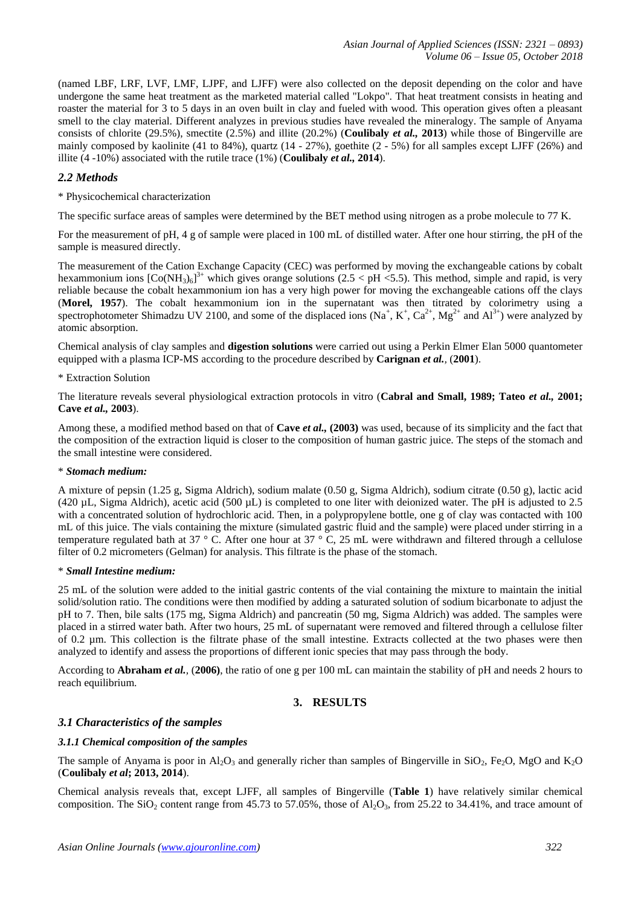(named LBF, LRF, LVF, LMF, LJPF, and LJFF) were also collected on the deposit depending on the color and have undergone the same heat treatment as the marketed material called "Lokpo". That heat treatment consists in heating and roaster the material for 3 to 5 days in an oven built in clay and fueled with wood. This operation gives often a pleasant smell to the clay material. Different analyzes in previous studies have revealed the mineralogy. The sample of Anyama consists of chlorite (29.5%), smectite (2.5%) and illite (20.2%) (**Coulibaly *et al.,* 2013**) while those of Bingerville are mainly composed by kaolinite (41 to 84%), quartz (14 - 27%), goethite (2 - 5%) for all samples except LJFF (26%) and illite (4 -10%) associated with the rutile trace (1%) (**Coulibaly *et al.,* 2014**).

## *2.2 Methods*

* Physicochemical characterization

The specific surface areas of samples were determined by the BET method using nitrogen as a probe molecule to 77 K.

For the measurement of pH, 4 g of sample were placed in 100 mL of distilled water. After one hour stirring, the pH of the sample is measured directly.

The measurement of the Cation Exchange Capacity (CEC) was performed by moving the exchangeable cations by cobalt hexammonium ions $[Co(NH_3)_6]^{3+}$ which gives orange solutions ($2.5 < pH < 5.5$). This method, simple and rapid, is very reliable because the cobalt hexammonium ion has a very high power for moving the exchangeable cations off the clays (**Morel, 1957**). The cobalt hexammonium ion in the supernatant was then titrated by colorimetry using a spectrophotometer Shimadzu UV 2100, and some of the displaced ions ($Na^+$, $K^+$, $Ca^{2+}$, $Mg^{2+}$ and $Al^{3+}$) were analyzed by atomic absorption.

Chemical analysis of clay samples and **digestion solutions** were carried out using a Perkin Elmer Elan 5000 quantometer equipped with a plasma ICP-MS according to the procedure described by **Carignan *et al.,* (2001)**.

* Extraction Solution

The literature reveals several physiological extraction protocols in vitro (**Cabral and Small, 1989; Tateo *et al.,* 2001; Cave *et al.,* 2003**).

Among these, a modified method based on that of **Cave *et al.,* (2003)** was used, because of its simplicity and the fact that the composition of the extraction liquid is closer to the composition of human gastric juice. The steps of the stomach and the small intestine were considered.

* ***Stomach medium:***

A mixture of pepsin (1.25 g, Sigma Aldrich), sodium malate (0.50 g, Sigma Aldrich), sodium citrate (0.50 g), lactic acid (420 µL, Sigma Aldrich), acetic acid (500 µL) is completed to one liter with deionized water. The pH is adjusted to 2.5 with a concentrated solution of hydrochloric acid. Then, in a polypropylene bottle, one g of clay was contacted with 100 mL of this juice. The vials containing the mixture (simulated gastric fluid and the sample) were placed under stirring in a temperature regulated bath at 37 ° C. After one hour at 37 ° C, 25 mL were withdrawn and filtered through a cellulose filter of 0.2 micrometers (Gelman) for analysis. This filtrate is the phase of the stomach.

* ***Small Intestine medium:***

25 mL of the solution were added to the initial gastric contents of the vial containing the mixture to maintain the initial solid/solution ratio. The conditions were then modified by adding a saturated solution of sodium bicarbonate to adjust the pH to 7. Then, bile salts (175 mg, Sigma Aldrich) and pancreatin (50 mg, Sigma Aldrich) was added. The samples were placed in a stirred water bath. After two hours, 25 mL of supernatant were removed and filtered through a cellulose filter of 0.2 µm. This collection is the filtrate phase of the small intestine. Extracts collected at the two phases were then analyzed to identify and assess the proportions of different ionic species that may pass through the body.

According to **Abraham *et al.,* (2006)**, the ratio of one g per 100 mL can maintain the stability of pH and needs 2 hours to reach equilibrium.

# 3. RESULTS

## *3.1 Characteristics of the samples*

### *3.1.1 Chemical composition of the samples*

The sample of Anyama is poor in $Al_2O_3$ and generally richer than samples of Bingerville in $SiO_2$, $Fe_2O$, MgO and $K_2O$ (**Coulibaly *et al*; 2013, 2014**).

Chemical analysis reveals that, except LJFF, all samples of Bingerville (**Table 1**) have relatively similar chemical composition. The $SiO_2$ content range from 45.73 to 57.05%, those of $Al_2O_3$, from 25.22 to 34.41%, and trace amount of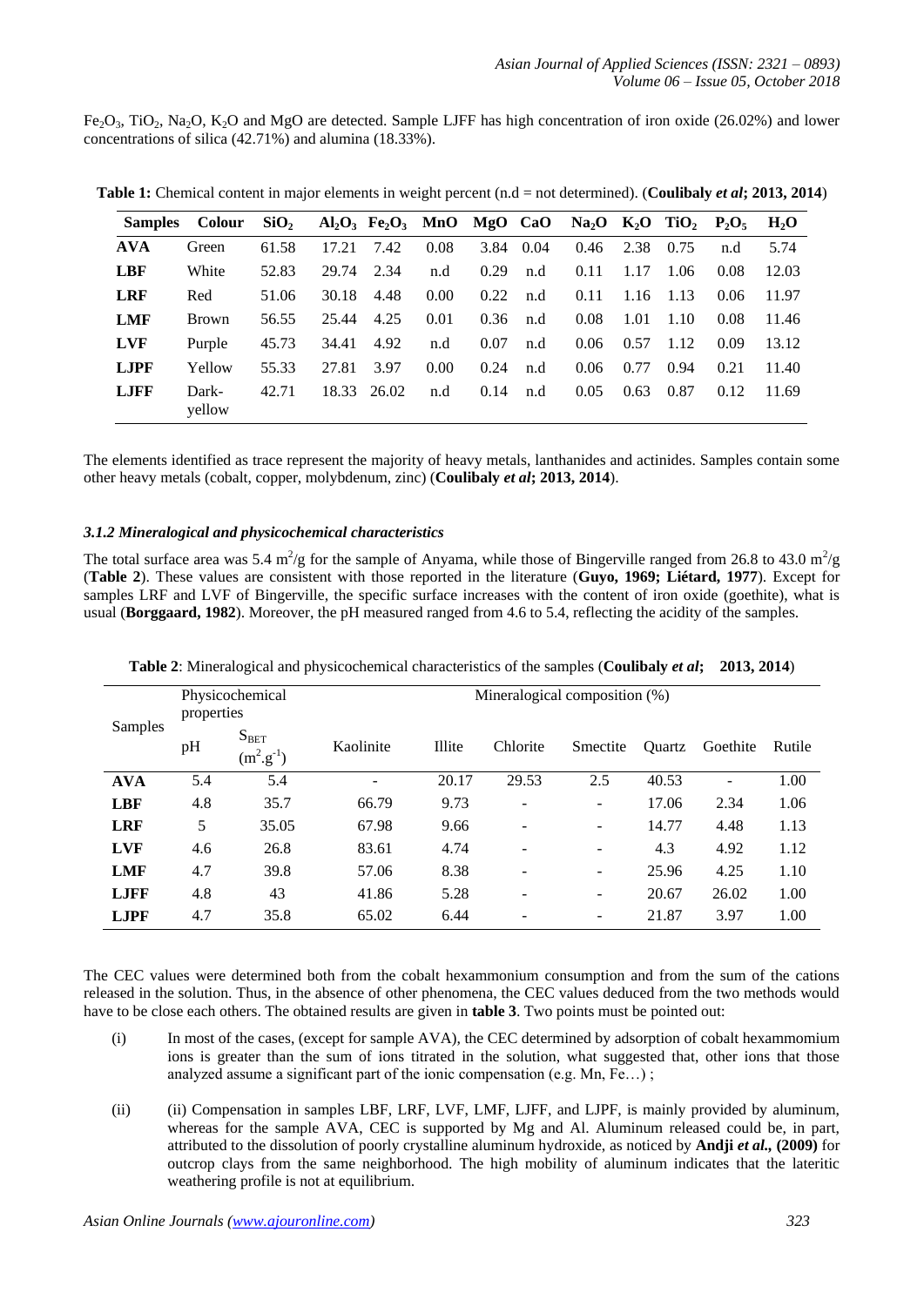$Fe_2O_3$, $TiO_2$, $Na_2O$, $K_2O$ and MgO are detected. Sample LJFF has high concentration of iron oxide (26.02%) and lower concentrations of silica (42.71%) and alumina (18.33%).

**Table 1:** Chemical content in major elements in weight percent (n.d = not determined). (**Coulibaly *et al*; 2013, 2014**)

| Samples | Colour | $SiO_2$ | $Al_2O_3$ | $Fe_2O_3$ | MnO | MgO | CaO | $Na_2O$ | $K_2O$ | $TiO_2$ | $P_2O_5$ | $H_2O$ |
|---|---|---|---|---|---|---|---|---|---|---|---|---|
| **AVA** | Green | 61.58 | 17.21 | 7.42 | 0.08 | 3.84 | 0.04 | 0.46 | 2.38 | 0.75 | n.d | 5.74 |
| **LBF** | White | 52.83 | 29.74 | 2.34 | n.d | 0.29 | n.d | 0.11 | 1.17 | 1.06 | 0.08 | 12.03 |
| **LRF** | Red | 51.06 | 30.18 | 4.48 | 0.00 | 0.22 | n.d | 0.11 | 1.16 | 1.13 | 0.06 | 11.97 |
| **LMF** | Brown | 56.55 | 25.44 | 4.25 | 0.01 | 0.36 | n.d | 0.08 | 1.01 | 1.10 | 0.08 | 11.46 |
| **LVF** | Purple | 45.73 | 34.41 | 4.92 | n.d | 0.07 | n.d | 0.06 | 0.57 | 1.12 | 0.09 | 13.12 |
| **LJPF** | Yellow | 55.33 | 27.81 | 3.97 | 0.00 | 0.24 | n.d | 0.06 | 0.77 | 0.94 | 0.21 | 11.40 |
| **LJFF** | Dark-yellow | 42.71 | 18.33 | 26.02 | n.d | 0.14 | n.d | 0.05 | 0.63 | 0.87 | 0.12 | 11.69 |

The elements identified as trace represent the majority of heavy metals, lanthanides and actinides. Samples contain some other heavy metals (cobalt, copper, molybdenum, zinc) (**Coulibaly *et al*; 2013, 2014**).

### *3.1.2 Mineralogical and physicochemical characteristics*

The total surface area was 5.4 $m^2/g$ for the sample of Anyama, while those of Bingerville ranged from 26.8 to 43.0 $m^2/g$ (**Table 2**). These values are consistent with those reported in the literature (**Guyo, 1969; Liétard, 1977**). Except for samples LRF and LVF of Bingerville, the specific surface increases with the content of iron oxide (goethite), what is usual (**Borggaard, 1982**). Moreover, the pH measured ranged from 4.6 to 5.4, reflecting the acidity of the samples.

**Table 2**: Mineralogical and physicochemical characteristics of the samples (**Coulibaly *et al*; 2013, 2014**)

| Samples | Physicochemical properties | | Mineralogical composition (%) | | | | | | |
|---|---|---|---|---|---|---|---|---|---|
| | pH | $S_{BET}$ ($m^2.g^{-1}$) | Kaolinite | Illite | Chlorite | Smectite | Quartz | Goethite | Rutile |
| **AVA** | 5.4 | 5.4 | - | 20.17 | 29.53 | 2.5 | 40.53 | - | 1.00 |
| **LBF** | 4.8 | 35.7 | 66.79 | 9.73 | - | - | 17.06 | 2.34 | 1.06 |
| **LRF** | 5 | 35.05 | 67.98 | 9.66 | - | - | 14.77 | 4.48 | 1.13 |
| **LVF** | 4.6 | 26.8 | 83.61 | 4.74 | - | - | 4.3 | 4.92 | 1.12 |
| **LMF** | 4.7 | 39.8 | 57.06 | 8.38 | - | - | 25.96 | 4.25 | 1.10 |
| **LJFF** | 4.8 | 43 | 41.86 | 5.28 | - | - | 20.67 | 26.02 | 1.00 |
| **LJPF** | 4.7 | 35.8 | 65.02 | 6.44 | - | - | 21.87 | 3.97 | 1.00 |

The CEC values were determined both from the cobalt hexammonium consumption and from the sum of the cations released in the solution. Thus, in the absence of other phenomena, the CEC values deduced from the two methods would have to be close each others. The obtained results are given in **table 3**. Two points must be pointed out:

(i) In most of the cases, (except for sample AVA), the CEC determined by adsorption of cobalt hexammomium ions is greater than the sum of ions titrated in the solution, what suggested that, other ions that those analyzed assume a significant part of the ionic compensation (e.g. Mn, Fe…) ;

(ii) (ii) Compensation in samples LBF, LRF, LVF, LMF, LJFF, and LJPF, is mainly provided by aluminum, whereas for the sample AVA, CEC is supported by Mg and Al. Aluminum released could be, in part, attributed to the dissolution of poorly crystalline aluminum hydroxide, as noticed by **Andji *et al.*, (2009)** for outcrop clays from the same neighborhood. The high mobility of aluminum indicates that the lateritic weathering profile is not at equilibrium.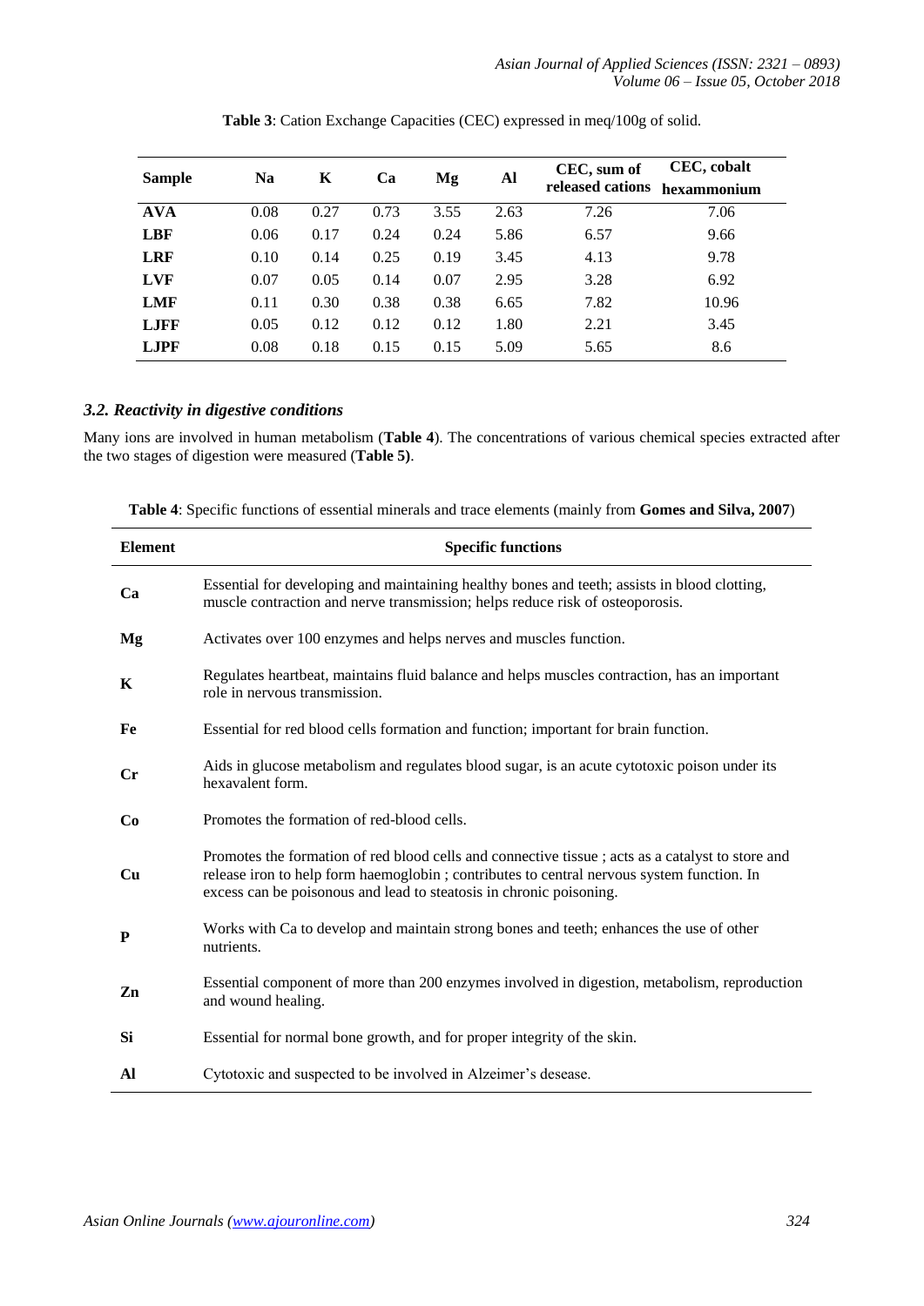**Table 3**: Cation Exchange Capacities (CEC) expressed in meq/100g of solid.

| Sample | Na | K | Ca | Mg | Al | CEC, sum of released cations | CEC, cobalt hexammonium |
|---|---|---|---|---|---|---|---|
| **AVA** | 0.08 | 0.27 | 0.73 | 3.55 | 2.63 | 7.26 | 7.06 |
| **LBF** | 0.06 | 0.17 | 0.24 | 0.24 | 5.86 | 6.57 | 9.66 |
| **LRF** | 0.10 | 0.14 | 0.25 | 0.19 | 3.45 | 4.13 | 9.78 |
| **LVF** | 0.07 | 0.05 | 0.14 | 0.07 | 2.95 | 3.28 | 6.92 |
| **LMF** | 0.11 | 0.30 | 0.38 | 0.38 | 6.65 | 7.82 | 10.96 |
| **LJFF** | 0.05 | 0.12 | 0.12 | 0.12 | 1.80 | 2.21 | 3.45 |
| **LJPF** | 0.08 | 0.18 | 0.15 | 0.15 | 5.09 | 5.65 | 8.6 |

### *3.2. Reactivity in digestive conditions*

Many ions are involved in human metabolism (**Table 4**). The concentrations of various chemical species extracted after the two stages of digestion were measured (**Table 5)**.

**Table 4**: Specific functions of essential minerals and trace elements (mainly from **Gomes and Silva, 2007**)

| Element | Specific functions |
|---|---|
| **Ca** | Essential for developing and maintaining healthy bones and teeth; assists in blood clotting, muscle contraction and nerve transmission; helps reduce risk of osteoporosis. |
| **Mg** | Activates over 100 enzymes and helps nerves and muscles function. |
| **K** | Regulates heartbeat, maintains fluid balance and helps muscles contraction, has an important role in nervous transmission. |
| **Fe** | Essential for red blood cells formation and function; important for brain function. |
| **Cr** | Aids in glucose metabolism and regulates blood sugar, is an acute cytotoxic poison under its hexavalent form. |
| **Co** | Promotes the formation of red-blood cells. |
| **Cu** | Promotes the formation of red blood cells and connective tissue ; acts as a catalyst to store and release iron to help form haemoglobin ; contributes to central nervous system function. In excess can be poisonous and lead to steatosis in chronic poisoning. |
| **P** | Works with Ca to develop and maintain strong bones and teeth; enhances the use of other nutrients. |
| **Zn** | Essential component of more than 200 enzymes involved in digestion, metabolism, reproduction and wound healing. |
| **Si** | Essential for normal bone growth, and for proper integrity of the skin. |
| **Al** | Cytotoxic and suspected to be involved in Alzeimer's desease. |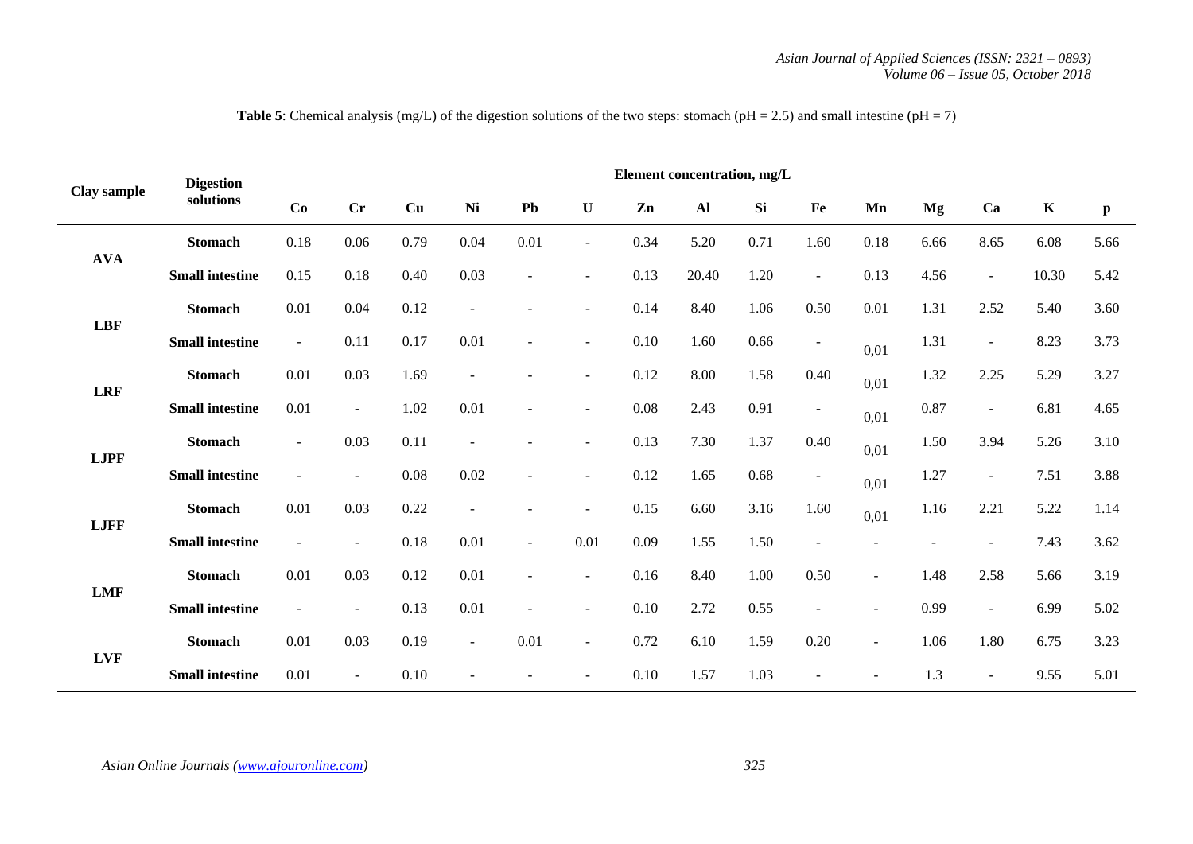**Table 5**: Chemical analysis (mg/L) of the digestion solutions of the two steps: stomach (pH = 2.5) and small intestine (pH = 7)

| Clay sample | Digestion solutions | Element concentration, mg/L | | | | | | | | | | | | | | |
|---|---|---|---|---|---|---|---|---|---|---|---|---|---|---|---|---|
| | | Co | Cr | Cu | Ni | Pb | U | Zn | Al | Si | Fe | Mn | Mg | Ca | K | p |
| AVA | Stomach | 0.18 | 0.06 | 0.79 | 0.04 | 0.01 | - | 0.34 | 5.20 | 0.71 | 1.60 | 0.18 | 6.66 | 8.65 | 6.08 | 5.66 |
| | Small intestine | 0.15 | 0.18 | 0.40 | 0.03 | - | - | 0.13 | 20.40 | 1.20 | - | 0.13 | 4.56 | - | 10.30 | 5.42 |
| LBF | Stomach | 0.01 | 0.04 | 0.12 | - | - | - | 0.14 | 8.40 | 1.06 | 0.50 | 0.01 | 1.31 | 2.52 | 5.40 | 3.60 |
| | Small intestine | - | 0.11 | 0.17 | 0.01 | - | - | 0.10 | 1.60 | 0.66 | - | 0,01 | 1.31 | - | 8.23 | 3.73 |
| LRF | Stomach | 0.01 | 0.03 | 1.69 | - | - | - | 0.12 | 8.00 | 1.58 | 0.40 | 0,01 | 1.32 | 2.25 | 5.29 | 3.27 |
| | Small intestine | 0.01 | - | 1.02 | 0.01 | - | - | 0.08 | 2.43 | 0.91 | - | 0,01 | 0.87 | - | 6.81 | 4.65 |
| LJPF | Stomach | - | 0.03 | 0.11 | - | - | - | 0.13 | 7.30 | 1.37 | 0.40 | 0,01 | 1.50 | 3.94 | 5.26 | 3.10 |
| | Small intestine | - | - | 0.08 | 0.02 | - | - | 0.12 | 1.65 | 0.68 | - | 0,01 | 1.27 | - | 7.51 | 3.88 |
| LJFF | Stomach | 0.01 | 0.03 | 0.22 | - | - | - | 0.15 | 6.60 | 3.16 | 1.60 | 0,01 | 1.16 | 2.21 | 5.22 | 1.14 |
| | Small intestine | - | - | 0.18 | 0.01 | - | 0.01 | 0.09 | 1.55 | 1.50 | - | - | - | - | 7.43 | 3.62 |
| LMF | Stomach | 0.01 | 0.03 | 0.12 | 0.01 | - | - | 0.16 | 8.40 | 1.00 | 0.50 | - | 1.48 | 2.58 | 5.66 | 3.19 |
| | Small intestine | - | - | 0.13 | 0.01 | - | - | 0.10 | 2.72 | 0.55 | - | - | 0.99 | - | 6.99 | 5.02 |
| LVF | Stomach | 0.01 | 0.03 | 0.19 | - | 0.01 | - | 0.72 | 6.10 | 1.59 | 0.20 | - | 1.06 | 1.80 | 6.75 | 3.23 |
| | Small intestine | 0.01 | - | 0.10 | - | - | - | 0.10 | 1.57 | 1.03 | - | - | 1.3 | - | 9.55 | 5.01 |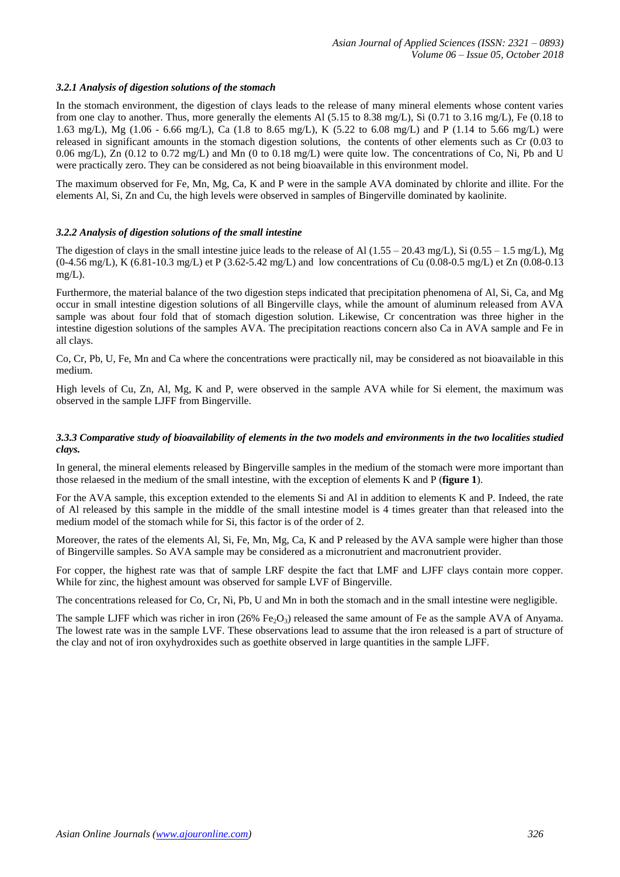### *3.2.1 Analysis of digestion solutions of the stomach*

In the stomach environment, the digestion of clays leads to the release of many mineral elements whose content varies from one clay to another. Thus, more generally the elements Al (5.15 to 8.38 mg/L), Si (0.71 to 3.16 mg/L), Fe (0.18 to 1.63 mg/L), Mg (1.06 - 6.66 mg/L), Ca (1.8 to 8.65 mg/L), K (5.22 to 6.08 mg/L) and P (1.14 to 5.66 mg/L) were released in significant amounts in the stomach digestion solutions, the contents of other elements such as Cr (0.03 to 0.06 mg/L), Zn (0.12 to 0.72 mg/L) and Mn (0 to 0.18 mg/L) were quite low. The concentrations of Co, Ni, Pb and U were practically zero. They can be considered as not being bioavailable in this environment model.

The maximum observed for Fe, Mn, Mg, Ca, K and P were in the sample AVA dominated by chlorite and illite. For the elements Al, Si, Zn and Cu, the high levels were observed in samples of Bingerville dominated by kaolinite.

### *3.2.2 Analysis of digestion solutions of the small intestine*

The digestion of clays in the small intestine juice leads to the release of Al (1.55 – 20.43 mg/L), Si (0.55 – 1.5 mg/L), Mg (0-4.56 mg/L), K (6.81-10.3 mg/L) et P (3.62-5.42 mg/L) and low concentrations of Cu (0.08-0.5 mg/L) et Zn (0.08-0.13 mg/L).

Furthermore, the material balance of the two digestion steps indicated that precipitation phenomena of Al, Si, Ca, and Mg occur in small intestine digestion solutions of all Bingerville clays, while the amount of aluminum released from AVA sample was about four fold that of stomach digestion solution. Likewise, Cr concentration was three higher in the intestine digestion solutions of the samples AVA. The precipitation reactions concern also Ca in AVA sample and Fe in all clays.

Co, Cr, Pb, U, Fe, Mn and Ca where the concentrations were practically nil, may be considered as not bioavailable in this medium.

High levels of Cu, Zn, Al, Mg, K and P, were observed in the sample AVA while for Si element, the maximum was observed in the sample LJFF from Bingerville.

### *3.3.3 Comparative study of bioavailability of elements in the two models and environments in the two localities studied clays.*

In general, the mineral elements released by Bingerville samples in the medium of the stomach were more important than those relaesed in the medium of the small intestine, with the exception of elements K and P (**figure 1**).

For the AVA sample, this exception extended to the elements Si and Al in addition to elements K and P. Indeed, the rate of Al released by this sample in the middle of the small intestine model is 4 times greater than that released into the medium model of the stomach while for Si, this factor is of the order of 2.

Moreover, the rates of the elements Al, Si, Fe, Mn, Mg, Ca, K and P released by the AVA sample were higher than those of Bingerville samples. So AVA sample may be considered as a micronutrient and macronutrient provider.

For copper, the highest rate was that of sample LRF despite the fact that LMF and LJFF clays contain more copper. While for zinc, the highest amount was observed for sample LVF of Bingerville.

The concentrations released for Co, Cr, Ni, Pb, U and Mn in both the stomach and in the small intestine were negligible.

The sample LJFF which was richer in iron (26% $Fe_2O_3$) released the same amount of Fe as the sample AVA of Anyama. The lowest rate was in the sample LVF. These observations lead to assume that the iron released is a part of structure of the clay and not of iron oxyhydroxides such as goethite observed in large quantities in the sample LJFF.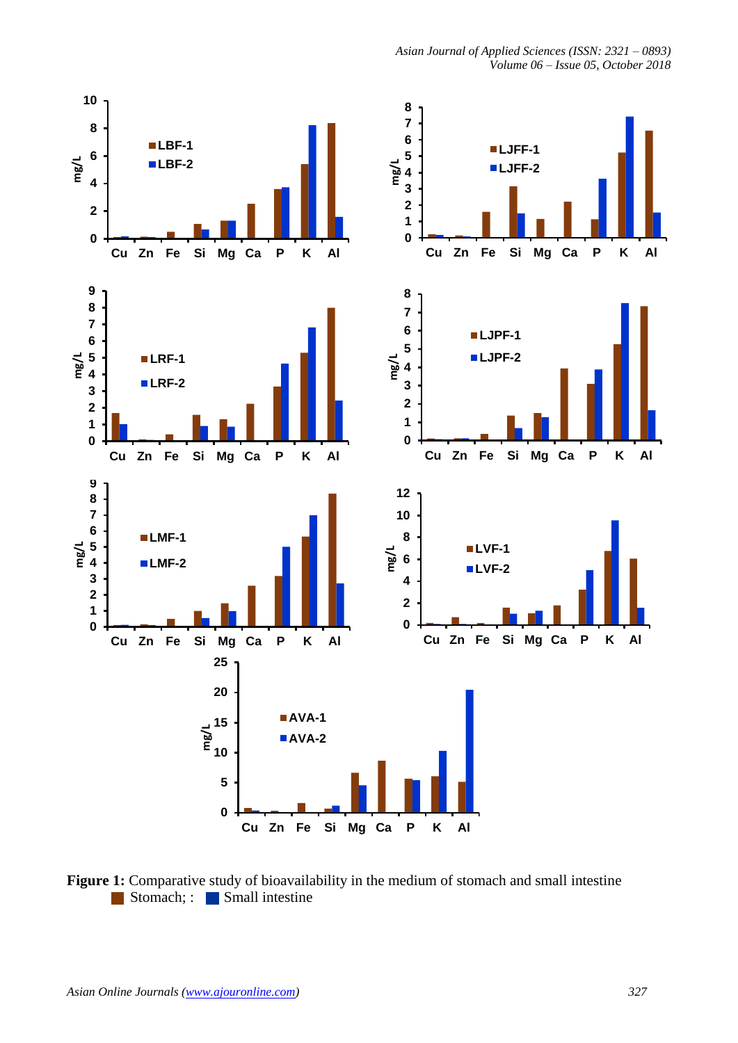**Figure 1:** Comparative study of bioavailability in the medium of stomach and small intestine
Stomach; : Small intestine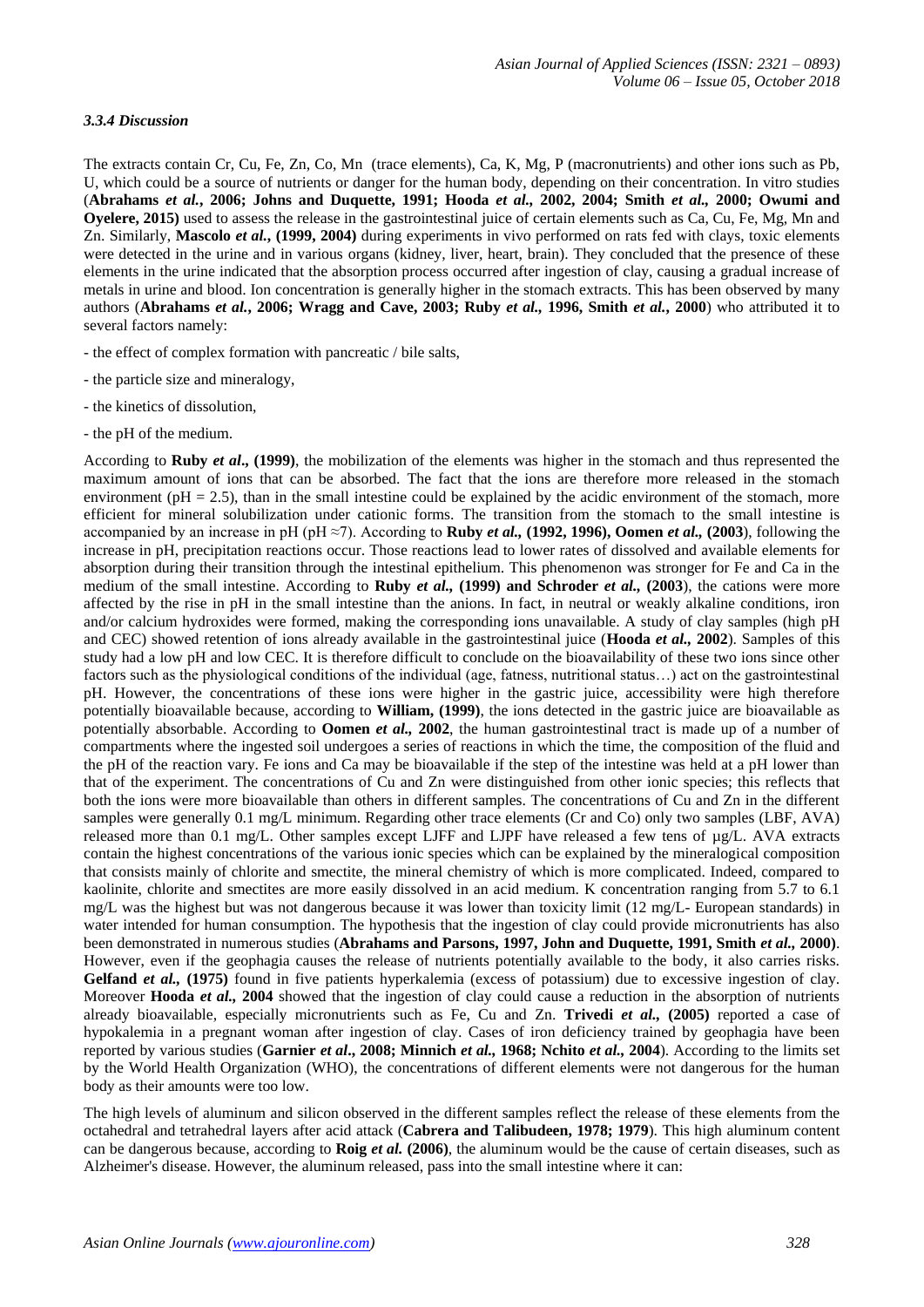### *3.3.4 Discussion*

The extracts contain Cr, Cu, Fe, Zn, Co, Mn (trace elements), Ca, K, Mg, P (macronutrients) and other ions such as Pb, U, which could be a source of nutrients or danger for the human body, depending on their concentration. In vitro studies (**Abrahams *et al.*, 2006; Johns and Duquette, 1991; Hooda *et al.*, 2002, 2004; Smith *et al.*, 2000; Owumi and Oyelere, 2015)** used to assess the release in the gastrointestinal juice of certain elements such as Ca, Cu, Fe, Mg, Mn and Zn. Similarly, **Mascolo *et al.*, (1999, 2004)** during experiments in vivo performed on rats fed with clays, toxic elements were detected in the urine and in various organs (kidney, liver, heart, brain). They concluded that the presence of these elements in the urine indicated that the absorption process occurred after ingestion of clay, causing a gradual increase of metals in urine and blood. Ion concentration is generally higher in the stomach extracts. This has been observed by many authors (**Abrahams *et al.*, 2006; Wragg and Cave, 2003; Ruby *et al.*, 1996, Smith *et al.*, 2000**) who attributed it to several factors namely:

- the effect of complex formation with pancreatic / bile salts,
- the particle size and mineralogy,
- the kinetics of dissolution,
- the pH of the medium.

According to **Ruby *et al.*, (1999)**, the mobilization of the elements was higher in the stomach and thus represented the maximum amount of ions that can be absorbed. The fact that the ions are therefore more released in the stomach environment (pH = 2.5), than in the small intestine could be explained by the acidic environment of the stomach, more efficient for mineral solubilization under cationic forms. The transition from the stomach to the small intestine is accompanied by an increase in pH (pH ≈7). According to **Ruby *et al.*, (1992, 1996), Oomen *et al.*, (2003**), following the increase in pH, precipitation reactions occur. Those reactions lead to lower rates of dissolved and available elements for absorption during their transition through the intestinal epithelium. This phenomenon was stronger for Fe and Ca in the medium of the small intestine. According to **Ruby *et al.*, (1999) and Schroder *et al.*, (2003**), the cations were more affected by the rise in pH in the small intestine than the anions. In fact, in neutral or weakly alkaline conditions, iron and/or calcium hydroxides were formed, making the corresponding ions unavailable. A study of clay samples (high pH and CEC) showed retention of ions already available in the gastrointestinal juice (**Hooda *et al.*, 2002**). Samples of this study had a low pH and low CEC. It is therefore difficult to conclude on the bioavailability of these two ions since other factors such as the physiological conditions of the individual (age, fatness, nutritional status…) act on the gastrointestinal pH. However, the concentrations of these ions were higher in the gastric juice, accessibility were high therefore potentially bioavailable because, according to **William, (1999)**, the ions detected in the gastric juice are bioavailable as potentially absorbable. According to **Oomen *et al.*, 2002**, the human gastrointestinal tract is made up of a number of compartments where the ingested soil undergoes a series of reactions in which the time, the composition of the fluid and the pH of the reaction vary. Fe ions and Ca may be bioavailable if the step of the intestine was held at a pH lower than that of the experiment. The concentrations of Cu and Zn were distinguished from other ionic species; this reflects that both the ions were more bioavailable than others in different samples. The concentrations of Cu and Zn in the different samples were generally 0.1 mg/L minimum. Regarding other trace elements (Cr and Co) only two samples (LBF, AVA) released more than 0.1 mg/L. Other samples except LJFF and LJPF have released a few tens of µg/L. AVA extracts contain the highest concentrations of the various ionic species which can be explained by the mineralogical composition that consists mainly of chlorite and smectite, the mineral chemistry of which is more complicated. Indeed, compared to kaolinite, chlorite and smectites are more easily dissolved in an acid medium. K concentration ranging from 5.7 to 6.1 mg/L was the highest but was not dangerous because it was lower than toxicity limit (12 mg/L- European standards) in water intended for human consumption. The hypothesis that the ingestion of clay could provide micronutrients has also been demonstrated in numerous studies (**Abrahams and Parsons, 1997, John and Duquette, 1991, Smith *et al.*, 2000)**. However, even if the geophagia causes the release of nutrients potentially available to the body, it also carries risks. **Gelfand *et al.*, (1975)** found in five patients hyperkalemia (excess of potassium) due to excessive ingestion of clay. Moreover **Hooda *et al.*, 2004** showed that the ingestion of clay could cause a reduction in the absorption of nutrients already bioavailable, especially micronutrients such as Fe, Cu and Zn. **Trivedi *et al.*, (2005)** reported a case of hypokalemia in a pregnant woman after ingestion of clay. Cases of iron deficiency trained by geophagia have been reported by various studies (**Garnier *et al.*, 2008; Minnich *et al.*, 1968; Nchito *et al.*, 2004**). According to the limits set by the World Health Organization (WHO), the concentrations of different elements were not dangerous for the human body as their amounts were too low.

The high levels of aluminum and silicon observed in the different samples reflect the release of these elements from the octahedral and tetrahedral layers after acid attack (**Cabrera and Talibudeen, 1978; 1979**). This high aluminum content can be dangerous because, according to **Roig *et al.* (2006)**, the aluminum would be the cause of certain diseases, such as Alzheimer's disease. However, the aluminum released, pass into the small intestine where it can: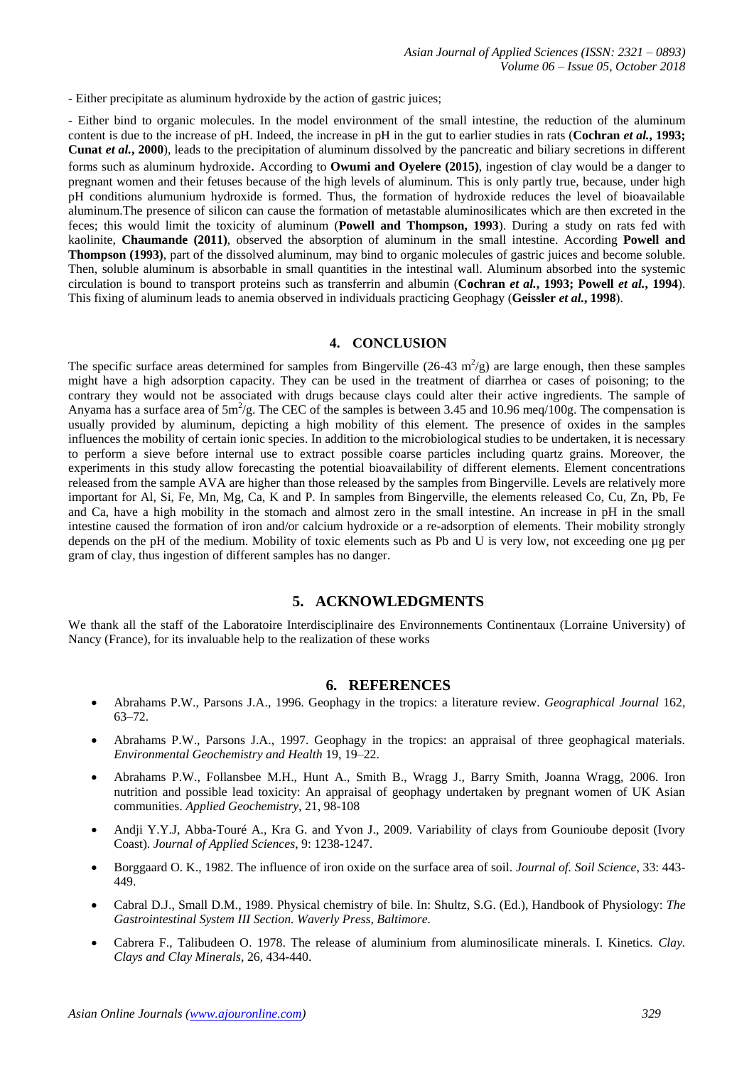- Either precipitate as aluminum hydroxide by the action of gastric juices;

- Either bind to organic molecules. In the model environment of the small intestine, the reduction of the aluminum content is due to the increase of pH. Indeed, the increase in pH in the gut to earlier studies in rats (**Cochran *et al.*, 1993; Cunat *et al.*, 2000**), leads to the precipitation of aluminum dissolved by the pancreatic and biliary secretions in different forms such as aluminum hydroxide. According to **Owumi and Oyelere (2015)**, ingestion of clay would be a danger to pregnant women and their fetuses because of the high levels of aluminum. This is only partly true, because, under high pH conditions alumunium hydroxide is formed. Thus, the formation of hydroxide reduces the level of bioavailable aluminum.The presence of silicon can cause the formation of metastable aluminosilicates which are then excreted in the feces; this would limit the toxicity of aluminum (**Powell and Thompson, 1993**). During a study on rats fed with kaolinite, **Chaumande (2011)**, observed the absorption of aluminum in the small intestine. According **Powell and Thompson (1993)**, part of the dissolved aluminum, may bind to organic molecules of gastric juices and become soluble. Then, soluble aluminum is absorbable in small quantities in the intestinal wall. Aluminum absorbed into the systemic circulation is bound to transport proteins such as transferrin and albumin (**Cochran *et al.*, 1993; Powell *et al.*, 1994**). This fixing of aluminum leads to anemia observed in individuals practicing Geophagy (**Geissler *et al.*, 1998**).

## 4. CONCLUSION

The specific surface areas determined for samples from Bingerville (26-43 $m^2/g$) are large enough, then these samples might have a high adsorption capacity. They can be used in the treatment of diarrhea or cases of poisoning; to the contrary they would not be associated with drugs because clays could alter their active ingredients. The sample of Anyama has a surface area of $5m^2/g$. The CEC of the samples is between 3.45 and 10.96 meq/100g. The compensation is usually provided by aluminum, depicting a high mobility of this element. The presence of oxides in the samples influences the mobility of certain ionic species. In addition to the microbiological studies to be undertaken, it is necessary to perform a sieve before internal use to extract possible coarse particles including quartz grains. Moreover, the experiments in this study allow forecasting the potential bioavailability of different elements. Element concentrations released from the sample AVA are higher than those released by the samples from Bingerville. Levels are relatively more important for Al, Si, Fe, Mn, Mg, Ca, K and P. In samples from Bingerville, the elements released Co, Cu, Zn, Pb, Fe and Ca, have a high mobility in the stomach and almost zero in the small intestine. An increase in pH in the small intestine caused the formation of iron and/or calcium hydroxide or a re-adsorption of elements. Their mobility strongly depends on the pH of the medium. Mobility of toxic elements such as Pb and U is very low, not exceeding one µg per gram of clay, thus ingestion of different samples has no danger.

## 5. ACKNOWLEDGMENTS

We thank all the staff of the Laboratoire Interdisciplinaire des Environnements Continentaux (Lorraine University) of Nancy (France), for its invaluable help to the realization of these works

## 6. REFERENCES

- Abrahams P.W., Parsons J.A., 1996. Geophagy in the tropics: a literature review. *Geographical Journal* 162, 63–72.
- Abrahams P.W., Parsons J.A., 1997. Geophagy in the tropics: an appraisal of three geophagical materials. *Environmental Geochemistry and Health* 19, 19–22.
- Abrahams P.W., Follansbee M.H., Hunt A., Smith B., Wragg J., Barry Smith, Joanna Wragg, 2006. Iron nutrition and possible lead toxicity: An appraisal of geophagy undertaken by pregnant women of UK Asian communities. *Applied Geochemistry*, 21, 98-108
- Andji Y.Y.J, Abba-Touré A., Kra G. and Yvon J., 2009. Variability of clays from Gounioube deposit (Ivory Coast). *Journal of Applied Sciences*, 9: 1238-1247.
- Borggaard O. K., 1982. The influence of iron oxide on the surface area of soil. *Journal of. Soil Science*, 33: 443-449.
- Cabral D.J., Small D.M., 1989. Physical chemistry of bile. In: Shultz, S.G. (Ed.), Handbook of Physiology: *The Gastrointestinal System III Section. Waverly Press, Baltimore.*
- Cabrera F., Talibudeen O. 1978. The release of aluminium from aluminosilicate minerals. I. Kinetics*. Clay. Clays and Clay Minerals*, 26, 434-440.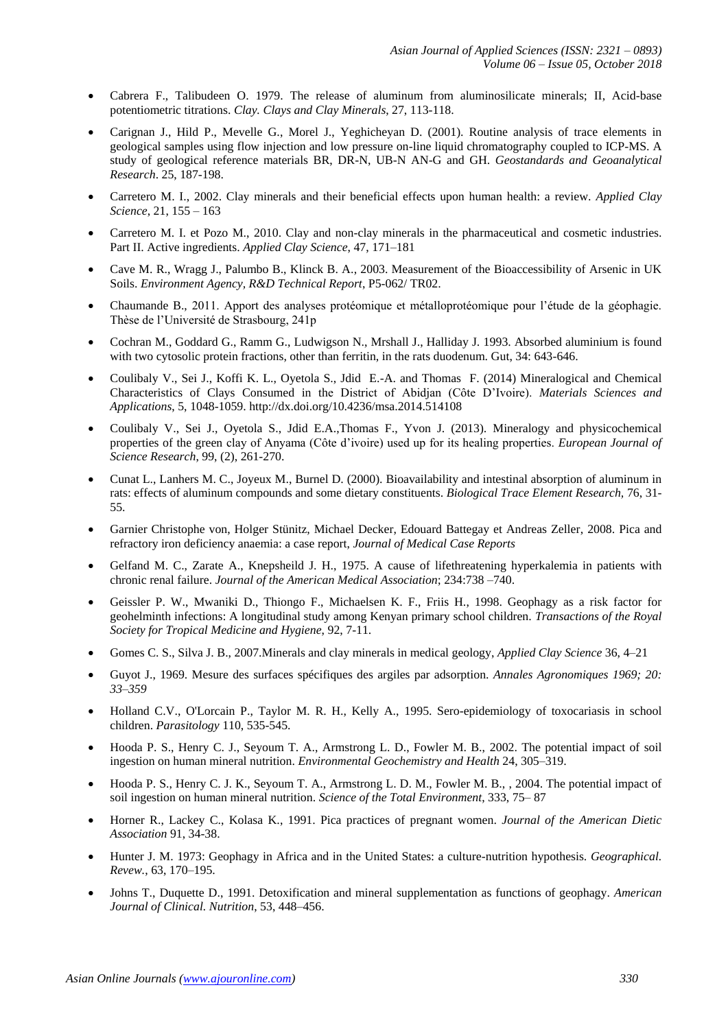- Cabrera F., Talibudeen O. 1979. The release of aluminum from aluminosilicate minerals; II, Acid-base potentiometric titrations. *Clay. Clays and Clay Minerals*, 27, 113-118.

- Carignan J., Hild P., Mevelle G., Morel J., Yeghicheyan D. (2001). Routine analysis of trace elements in geological samples using flow injection and low pressure on-line liquid chromatography coupled to ICP-MS. A study of geological reference materials BR, DR-N, UB-N AN-G and GH. *Geostandards and Geoanalytical Research*. 25, 187-198.

- Carretero M. I., 2002. Clay minerals and their beneficial effects upon human health: a review. *Applied Clay Science*, 21, 155 – 163

- Carretero M. I. et Pozo M., 2010. Clay and non-clay minerals in the pharmaceutical and cosmetic industries. Part II. Active ingredients. *Applied Clay Science*, 47, 171–181

- Cave M. R., Wragg J., Palumbo B., Klinck B. A., 2003. Measurement of the Bioaccessibility of Arsenic in UK Soils. *Environment Agency, R&D Technical Report*, P5-062/ TR02.

- Chaumande B., 2011. Apport des analyses protéomique et métalloprotéomique pour l'étude de la géophagie. Thèse de l'Université de Strasbourg, 241p

- Cochran M., Goddard G., Ramm G., Ludwigson N., Mrshall J., Halliday J. 1993. Absorbed aluminium is found with two cytosolic protein fractions, other than ferritin, in the rats duodenum. Gut, 34: 643-646.

- Coulibaly V., Sei J., Koffi K. L., Oyetola S., Jdid E.-A. and Thomas F. (2014) Mineralogical and Chemical Characteristics of Clays Consumed in the District of Abidjan (Côte D'Ivoire). *Materials Sciences and Applications*, 5, 1048-1059. http://dx.doi.org/10.4236/msa.2014.514108

- Coulibaly V., Sei J., Oyetola S., Jdid E.A.,Thomas F., Yvon J. (2013). Mineralogy and physicochemical properties of the green clay of Anyama (Côte d'ivoire) used up for its healing properties. *European Journal of Science Research*, 99, (2), 261-270.

- Cunat L., Lanhers M. C., Joyeux M., Burnel D. (2000). Bioavailability and intestinal absorption of aluminum in rats: effects of aluminum compounds and some dietary constituents. *Biological Trace Element Research,* 76, 31-55.

- Garnier Christophe von, Holger Stünitz, Michael Decker, Edouard Battegay et Andreas Zeller, 2008. Pica and refractory iron deficiency anaemia: a case report, *Journal of Medical Case Reports*

- Gelfand M. C., Zarate A., Knepsheild J. H., 1975. A cause of lifethreatening hyperkalemia in patients with chronic renal failure. *Journal of the American Medical Association*; 234:738 –740.

- Geissler P. W., Mwaniki D., Thiongo F., Michaelsen K. F., Friis H., 1998. Geophagy as a risk factor for geohelminth infections: A longitudinal study among Kenyan primary school children. *Transactions of the Royal Society for Tropical Medicine and Hygiene*, 92, 7-11.

- Gomes C. S., Silva J. B., 2007.Minerals and clay minerals in medical geology, *Applied Clay Science* 36, 4–21

- Guyot J., 1969. Mesure des surfaces spécifiques des argiles par adsorption. *Annales Agronomiques 1969; 20: 33–359*

- Holland C.V., O'Lorcain P., Taylor M. R. H., Kelly A., 1995. Sero-epidemiology of toxocariasis in school children. *Parasitology* 110, 535-545.

- Hooda P. S., Henry C. J., Seyoum T. A., Armstrong L. D., Fowler M. B., 2002. The potential impact of soil ingestion on human mineral nutrition. *Environmental Geochemistry and Health* 24, 305–319.

- Hooda P. S., Henry C. J. K., Seyoum T. A., Armstrong L. D. M., Fowler M. B., , 2004. The potential impact of soil ingestion on human mineral nutrition. *Science of the Total Environment*, 333, 75– 87

- Horner R., Lackey C., Kolasa K., 1991. Pica practices of pregnant women. *Journal of the American Dietic Association* 91, 34-38.

- Hunter J. M. 1973: Geophagy in Africa and in the United States: a culture-nutrition hypothesis. *Geographical. Revew.*, 63, 170–195.

- Johns T., Duquette D., 1991. Detoxification and mineral supplementation as functions of geophagy. *American Journal of Clinical. Nutrition*, 53, 448–456.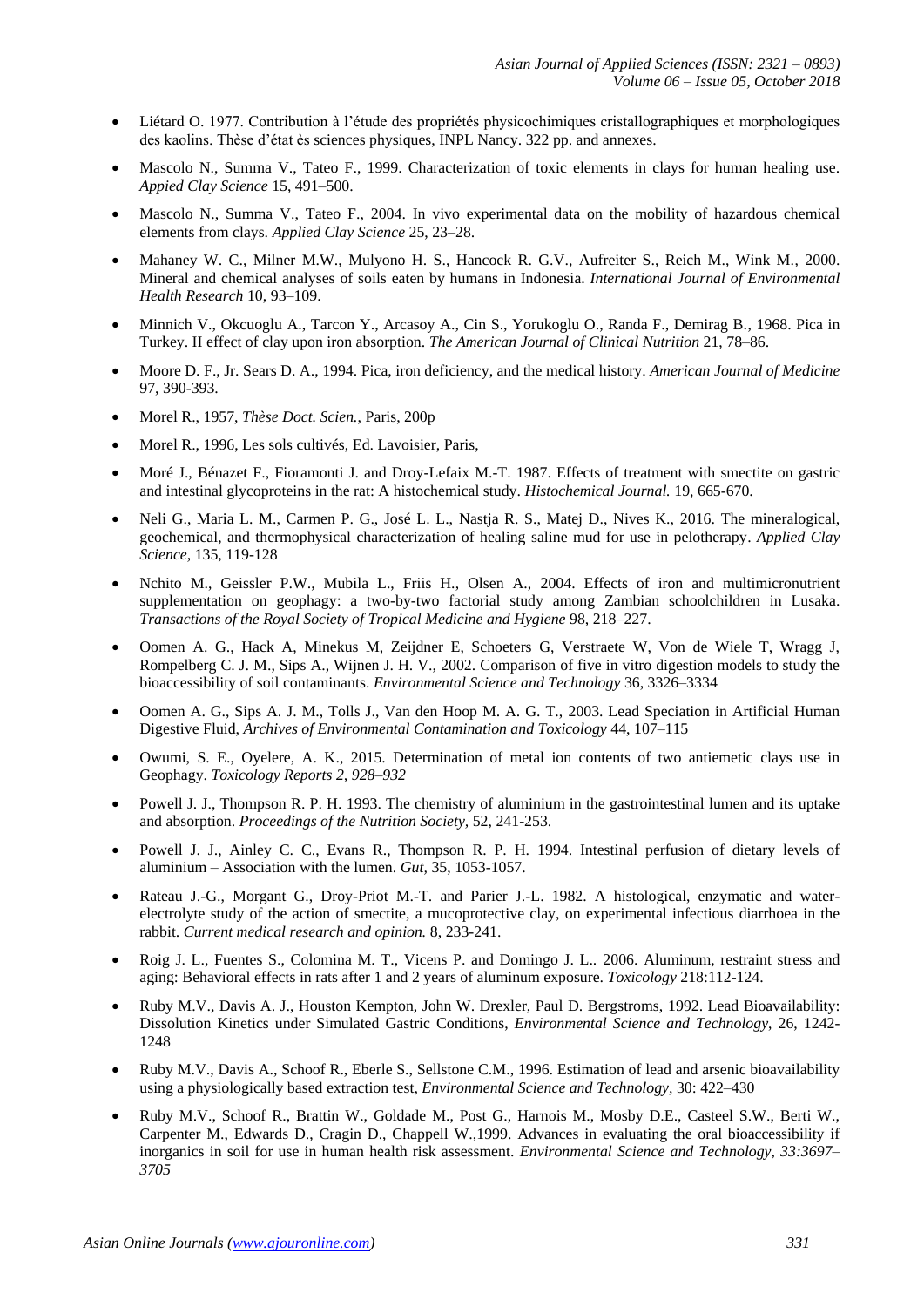- Liétard O. 1977. Contribution à l'étude des propriétés physicochimiques cristallographiques et morphologiques des kaolins. Thèse d'état ès sciences physiques, INPL Nancy. 322 pp. and annexes.
- Mascolo N., Summa V., Tateo F., 1999. Characterization of toxic elements in clays for human healing use. *Appied Clay Science* 15, 491–500.
- Mascolo N., Summa V., Tateo F., 2004. In vivo experimental data on the mobility of hazardous chemical elements from clays. *Applied Clay Science* 25, 23–28.
- Mahaney W. C., Milner M.W., Mulyono H. S., Hancock R. G.V., Aufreiter S., Reich M., Wink M., 2000. Mineral and chemical analyses of soils eaten by humans in Indonesia. *International Journal of Environmental Health Research* 10, 93–109.
- Minnich V., Okcuoglu A., Tarcon Y., Arcasoy A., Cin S., Yorukoglu O., Randa F., Demirag B., 1968. Pica in Turkey. II effect of clay upon iron absorption. *The American Journal of Clinical Nutrition* 21, 78–86.
- Moore D. F., Jr. Sears D. A., 1994. Pica, iron deficiency, and the medical history. *American Journal of Medicine* 97, 390-393.
- Morel R., 1957, *Thèse Doct. Scien.,* Paris, 200p
- Morel R., 1996, Les sols cultivés, Ed. Lavoisier, Paris,
- Moré J., Bénazet F., Fioramonti J. and Droy-Lefaix M.-T. 1987. Effects of treatment with smectite on gastric and intestinal glycoproteins in the rat: A histochemical study. *Histochemical Journal.* 19, 665-670.
- Neli G., Maria L. M., Carmen P. G., José L. L., Nastja R. S., Matej D., Nives K., 2016. The mineralogical, geochemical, and thermophysical characterization of healing saline mud for use in pelotherapy. *Applied Clay Science,* 135, 119-128
- Nchito M., Geissler P.W., Mubila L., Friis H., Olsen A., 2004. Effects of iron and multimicronutrient supplementation on geophagy: a two-by-two factorial study among Zambian schoolchildren in Lusaka. *Transactions of the Royal Society of Tropical Medicine and Hygiene* 98, 218–227.
- Oomen A. G., Hack A, Minekus M, Zeijdner E, Schoeters G, Verstraete W, Von de Wiele T, Wragg J, Rompelberg C. J. M., Sips A., Wijnen J. H. V., 2002. Comparison of five in vitro digestion models to study the bioaccessibility of soil contaminants. *Environmental Science and Technology* 36, 3326–3334
- Oomen A. G., Sips A. J. M., Tolls J., Van den Hoop M. A. G. T., 2003. Lead Speciation in Artificial Human Digestive Fluid, *Archives of Environmental Contamination and Toxicology* 44, 107–115
- Owumi, S. E., Oyelere, A. K., 2015. Determination of metal ion contents of two antiemetic clays use in Geophagy. *Toxicology Reports 2, 928–932*
- Powell J. J., Thompson R. P. H. 1993. The chemistry of aluminium in the gastrointestinal lumen and its uptake and absorption. *Proceedings of the Nutrition Society,* 52, 241-253.
- Powell J. J., Ainley C. C., Evans R., Thompson R. P. H. 1994. Intestinal perfusion of dietary levels of aluminium – Association with the lumen. *Gut,* 35, 1053-1057.
- Rateau J.-G., Morgant G., Droy-Priot M.-T. and Parier J.-L. 1982. A histological, enzymatic and water-electrolyte study of the action of smectite, a mucoprotective clay, on experimental infectious diarrhoea in the rabbit. *Current medical research and opinion.* 8, 233-241.
- Roig J. L., Fuentes S., Colomina M. T., Vicens P. and Domingo J. L.. 2006. Aluminum, restraint stress and aging: Behavioral effects in rats after 1 and 2 years of aluminum exposure. *Toxicology* 218:112-124.
- Ruby M.V., Davis A. J., Houston Kempton, John W. Drexler, Paul D. Bergstroms, 1992. Lead Bioavailability: Dissolution Kinetics under Simulated Gastric Conditions, *Environmental Science and Technology,* 26, 1242-1248
- Ruby M.V., Davis A., Schoof R., Eberle S., Sellstone C.M., 1996. Estimation of lead and arsenic bioavailability using a physiologically based extraction test, *Environmental Science and Technology,* 30: 422–430
- Ruby M.V., Schoof R., Brattin W., Goldade M., Post G., Harnois M., Mosby D.E., Casteel S.W., Berti W., Carpenter M., Edwards D., Cragin D., Chappell W.,1999. Advances in evaluating the oral bioaccessibility if inorganics in soil for use in human health risk assessment. *Environmental Science and Technology, 33:3697–3705*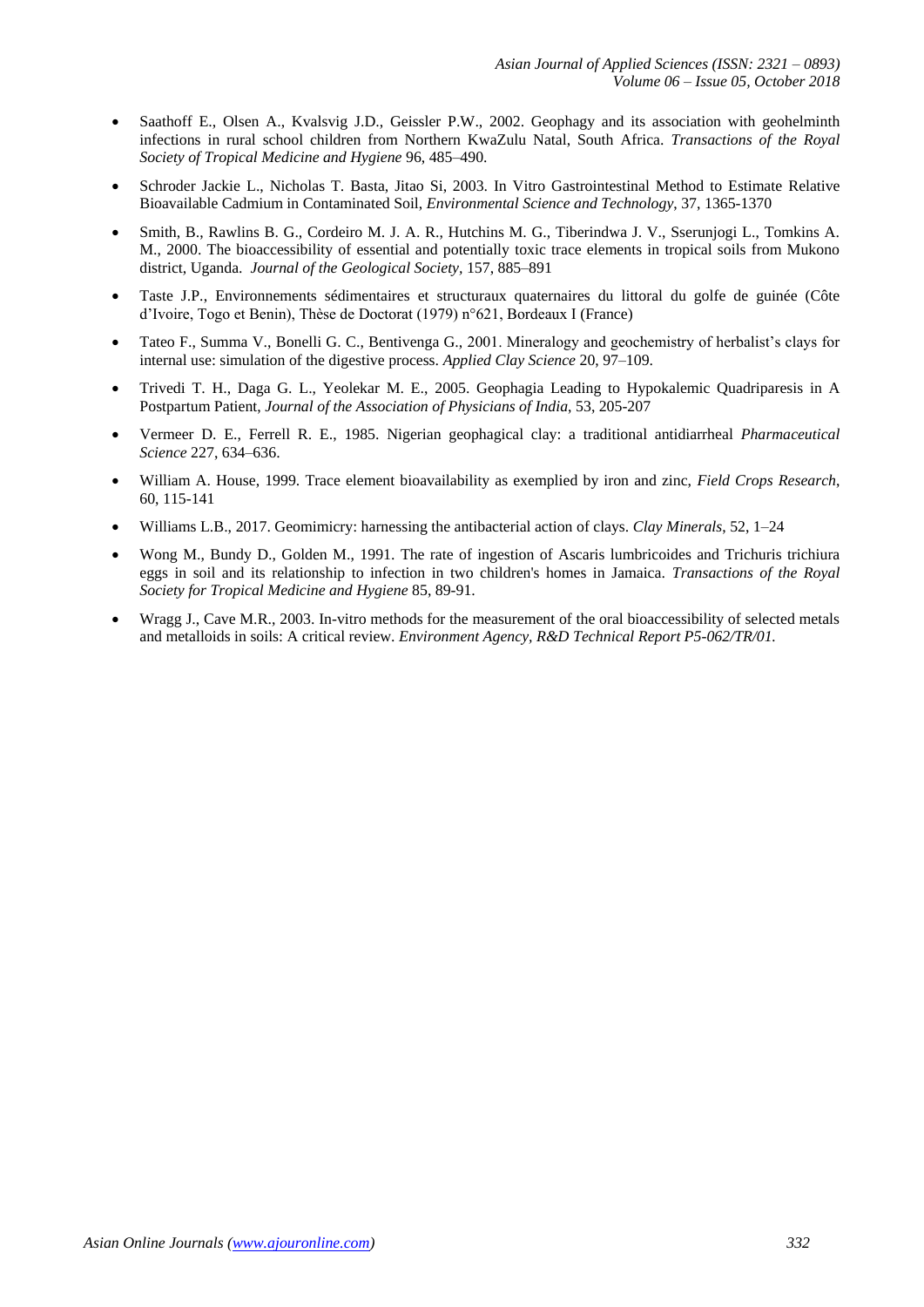- Saathoff E., Olsen A., Kvalsvig J.D., Geissler P.W., 2002. Geophagy and its association with geohelminth infections in rural school children from Northern KwaZulu Natal, South Africa. *Transactions of the Royal Society of Tropical Medicine and Hygiene* 96, 485–490.
- Schroder Jackie L., Nicholas T. Basta, Jitao Si, 2003. In Vitro Gastrointestinal Method to Estimate Relative Bioavailable Cadmium in Contaminated Soil, *Environmental Science and Technology*, 37, 1365-1370
- Smith, B., Rawlins B. G., Cordeiro M. J. A. R., Hutchins M. G., Tiberindwa J. V., Sserunjogi L., Tomkins A. M., 2000. The bioaccessibility of essential and potentially toxic trace elements in tropical soils from Mukono district, Uganda. *Journal of the Geological Society*, 157, 885–891
- Taste J.P., Environnements sédimentaires et structuraux quaternaires du littoral du golfe de guinée (Côte d'Ivoire, Togo et Benin), Thèse de Doctorat (1979) n°621, Bordeaux I (France)
- Tateo F., Summa V., Bonelli G. C., Bentivenga G., 2001. Mineralogy and geochemistry of herbalist's clays for internal use: simulation of the digestive process. *Applied Clay Science* 20, 97–109.
- Trivedi T. H., Daga G. L., Yeolekar M. E., 2005. Geophagia Leading to Hypokalemic Quadriparesis in A Postpartum Patient, *Journal of the Association of Physicians of India*, 53, 205-207
- Vermeer D. E., Ferrell R. E., 1985. Nigerian geophagical clay: a traditional antidiarrheal *Pharmaceutical Science* 227, 634–636.
- William A. House, 1999. Trace element bioavailability as exemplied by iron and zinc, *Field Crops Research*, 60, 115-141
- Williams L.B., 2017. Geomimicry: harnessing the antibacterial action of clays. *Clay Minerals*, 52, 1–24
- Wong M., Bundy D., Golden M., 1991. The rate of ingestion of Ascaris lumbricoides and Trichuris trichiura eggs in soil and its relationship to infection in two children's homes in Jamaica. *Transactions of the Royal Society for Tropical Medicine and Hygiene* 85, 89-91.
- Wragg J., Cave M.R., 2003. In-vitro methods for the measurement of the oral bioaccessibility of selected metals and metalloids in soils: A critical review. *Environment Agency, R&D Technical Report P5-062/TR/01.*